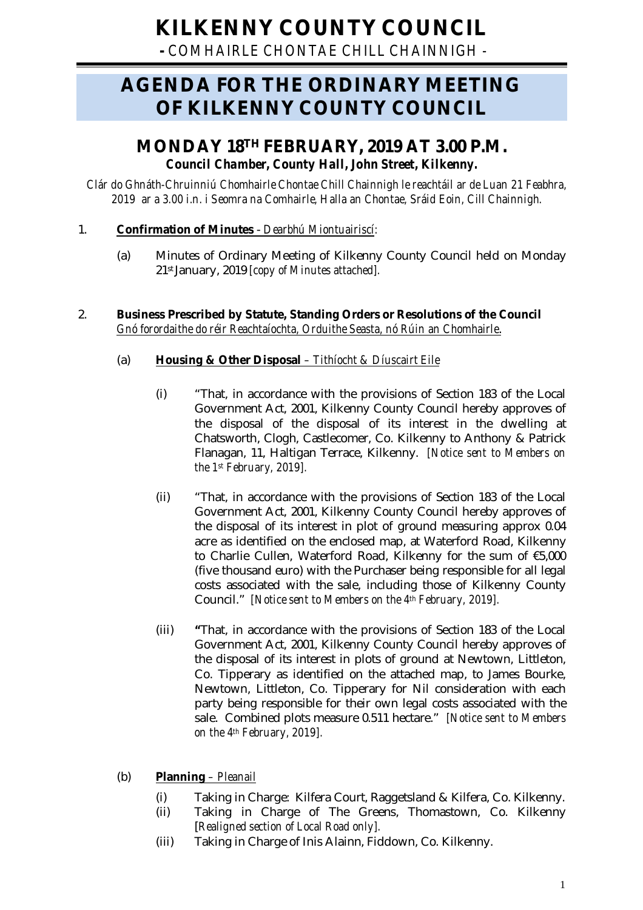# KILKENNY COUNTY COUNCIL

**-** COMHAIRLE CHONTAE CHILL CHAINNIGH -

# AGENDA FOR THE ORDINARY MEETING OF KILKENNY COUNTY COUNCIL

## MONDAY 18TH FEBRUARY, 2019 AT 3.00 P.M.

***Council Chamber, County Hall, John Street, Kilkenny.***

*Clár do Ghnáth-Chruinniú Chomhairle Chontae Chill Chainnigh le reachtáil ar de Luan 21 Feabhra, 2019 ar a 3.00 i.n. i Seomra na Comhairle, Halla an Chontae, Sráid Eoin, Cill Chainnigh.*

1. **Confirmation of Minutes** - *Dearbhú Miontuairiscí*:

   (a) Minutes of Ordinary Meeting of Kilkenny County Council held on Monday 21st January, 2019 *[copy of Minutes attached].*

2. **Business Prescribed by Statute, Standing Orders or Resolutions of the Council** *Gnó forordaithe do réir Reachtaíochta, Orduithe Seasta, nó Rúin an Chomhairle*.

   (a) **Housing & Other Disposal** – *Tithíocht & Díuscairt Eile*

   (i) "That, in accordance with the provisions of Section 183 of the Local Government Act, 2001, Kilkenny County Council hereby approves of the disposal of the disposal of its interest in the dwelling at Chatsworth, Clogh, Castlecomer, Co. Kilkenny to Anthony & Patrick Flanagan, 11, Haltigan Terrace, Kilkenny. *[Notice sent to Members on the 1st February, 2019].*

   (ii) "That, in accordance with the provisions of Section 183 of the Local Government Act, 2001, Kilkenny County Council hereby approves of the disposal of its interest in plot of ground measuring approx 0.04 acre as identified on the enclosed map, at Waterford Road, Kilkenny to Charlie Cullen, Waterford Road, Kilkenny for the sum of €5,000 (five thousand euro) with the Purchaser being responsible for all legal costs associated with the sale, including those of Kilkenny County Council." *[Notice sent to Members on the 4th February, 2019].*

   (iii) **"**That, in accordance with the provisions of Section 183 of the Local Government Act, 2001, Kilkenny County Council hereby approves of the disposal of its interest in plots of ground at Newtown, Littleton, Co. Tipperary as identified on the attached map, to James Bourke, Newtown, Littleton, Co. Tipperary for Nil consideration with each party being responsible for their own legal costs associated with the sale. Combined plots measure 0.511 hectare." *[Notice sent to Members on the 4th February, 2019].*

   (b) **Planning** – *Pleanail*

   (i) Taking in Charge: Kilfera Court, Raggetsland & Kilfera, Co. Kilkenny.

   (ii) Taking in Charge of The Greens, Thomastown, Co. Kilkenny *[Realigned section of Local Road only].*

   (iii) Taking in Charge of Inis Alainn, Fiddown, Co. Kilkenny.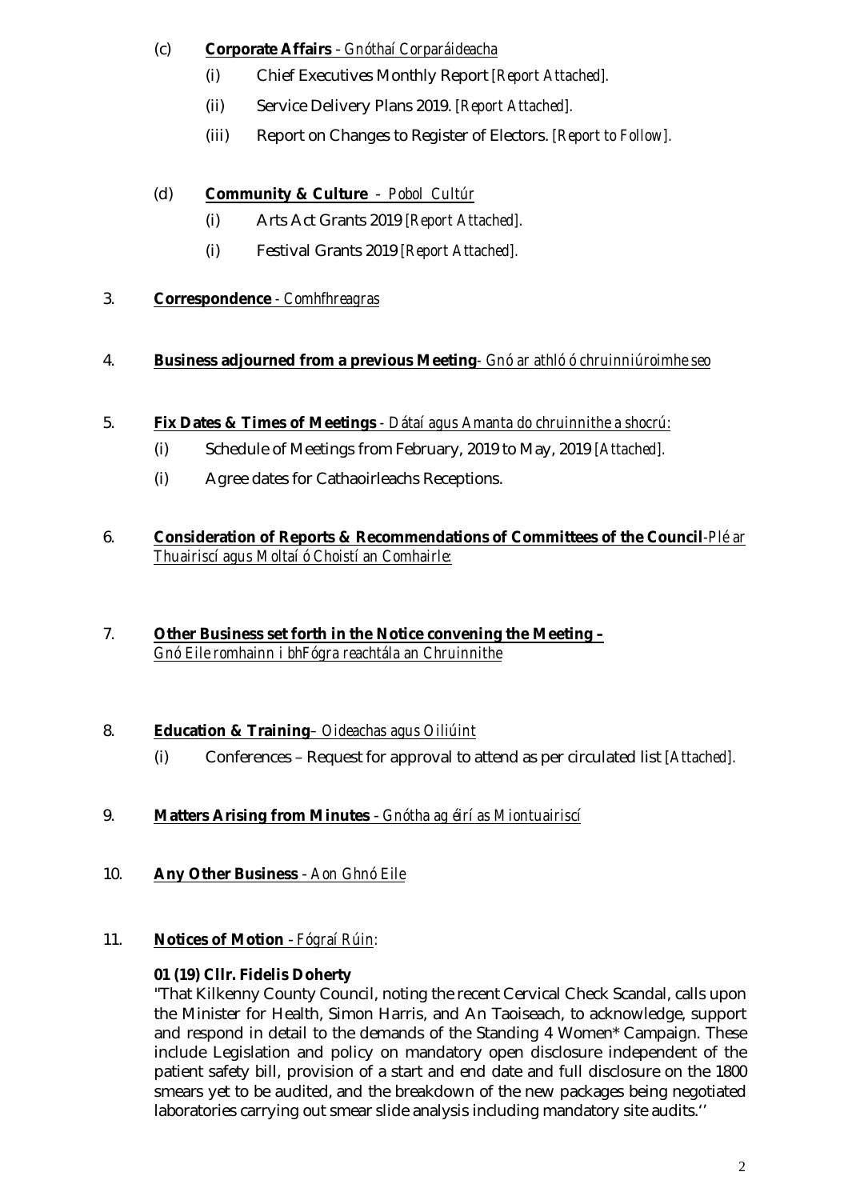(c) **Corporate Affairs** - *Gnóthaí Corparáideacha*

(i) Chief Executives Monthly Report *[Report Attached].*

(ii) Service Delivery Plans 2019. *[Report Attached].*

(iii) Report on Changes to Register of Electors. *[Report to Follow].*

(d) **Community & Culture** - *Pobol Cultúr*

(i) Arts Act Grants 2019 *[Report Attached].*

(i) Festival Grants 2019 *[Report Attached].*

3. **Correspondence** - *Comhfhreagras*

4. **Business adjourned from a previous Meeting**- *Gnó ar athló ó chruinniú roimhe seo*

5. **Fix Dates & Times of Meetings** - *Dátaí agus Amanta do chruinnithe a shocrú:*

(i) Schedule of Meetings from February, 2019 to May, 2019 *[Attached].*

(i) Agree dates for Cathaoirleachs Receptions.

6. **Consideration of Reports & Recommendations of Committees of the Council**-*Plé ar Thuairiscí agus Moltaí ó Choistí an Comhairle:*

7. **Other Business set forth in the Notice convening the Meeting –** *Gnó Eile romhainn i bhFógra reachtála an Chruinnithe*

8. **Education & Training**– *Oideachas agus Oiliúint*

(i) Conferences – Request for approval to attend as per circulated list *[Attached].*

9. **Matters Arising from Minutes** - *Gnótha ag éirí as Miontuairiscí*

10. **Any Other Business** - *Aon Ghnó Eile*

11. **Notices of Motion** - *Fógraí Rúin:*

**01 (19) Cllr. Fidelis Doherty**

"That Kilkenny County Council, noting the recent Cervical Check Scandal, calls upon the Minister for Health, Simon Harris, and An Taoiseach, to acknowledge, support and respond in detail to the demands of the Standing 4 Women* Campaign. These include Legislation and policy on mandatory open disclosure independent of the patient safety bill, provision of a start and end date and full disclosure on the 1800 smears yet to be audited, and the breakdown of the new packages being negotiated laboratories carrying out smear slide analysis including mandatory site audits.''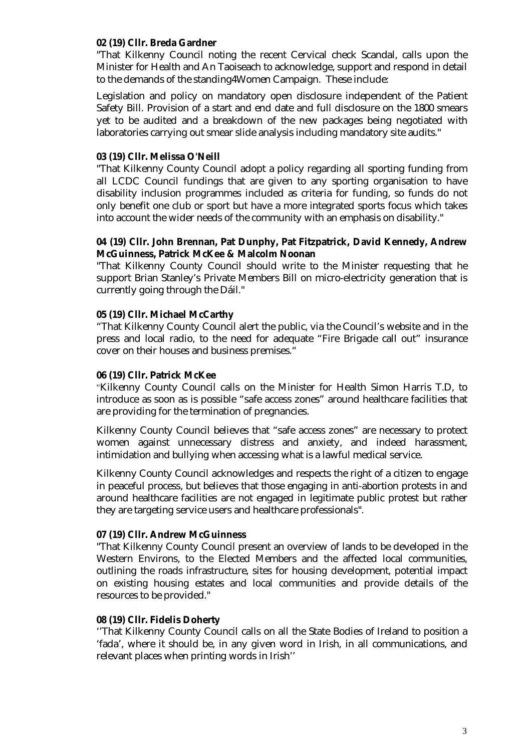**02 (19) Cllr. Breda Gardner**

"That Kilkenny Council noting the recent Cervical check Scandal, calls upon the Minister for Health and An Taoiseach to acknowledge, support and respond in detail to the demands of the standing4Women Campaign. These include:

Legislation and policy on mandatory open disclosure independent of the Patient Safety Bill. Provision of a start and end date and full disclosure on the 1800 smears yet to be audited and a breakdown of the new packages being negotiated with laboratories carrying out smear slide analysis including mandatory site audits."

**03 (19) Cllr. Melissa O'Neill**

"That Kilkenny County Council adopt a policy regarding all sporting funding from all LCDC Council fundings that are given to any sporting organisation to have disability inclusion programmes included as criteria for funding, so funds do not only benefit one club or sport but have a more integrated sports focus which takes into account the wider needs of the community with an emphasis on disability."

**04 (19) Cllr. John Brennan, Pat Dunphy, Pat Fitzpatrick, David Kennedy, Andrew McGuinness, Patrick McKee & Malcolm Noonan**

"That Kilkenny County Council should write to the Minister requesting that he support Brian Stanley's Private Members Bill on micro-electricity generation that is currently going through the Dáil."

**05 (19) Cllr. Michael McCarthy**

"That Kilkenny County Council alert the public, via the Council's website and in the press and local radio, to the need for adequate "Fire Brigade call out" insurance cover on their houses and business premises."

**06 (19) Cllr. Patrick McKee**

"Kilkenny County Council calls on the Minister for Health Simon Harris T.D, to introduce as soon as is possible "safe access zones" around healthcare facilities that are providing for the termination of pregnancies.

Kilkenny County Council believes that "safe access zones" are necessary to protect women against unnecessary distress and anxiety, and indeed harassment, intimidation and bullying when accessing what is a lawful medical service.

Kilkenny County Council acknowledges and respects the right of a citizen to engage in peaceful process, but believes that those engaging in anti-abortion protests in and around healthcare facilities are not engaged in legitimate public protest but rather they are targeting service users and healthcare professionals".

**07 (19) Cllr. Andrew McGuinness**

"That Kilkenny County Council present an overview of lands to be developed in the Western Environs, to the Elected Members and the affected local communities, outlining the roads infrastructure, sites for housing development, potential impact on existing housing estates and local communities and provide details of the resources to be provided."

**08 (19) Cllr. Fidelis Doherty**

''That Kilkenny County Council calls on all the State Bodies of Ireland to position a 'fada', where it should be, in any given word in Irish, in all communications, and relevant places when printing words in Irish''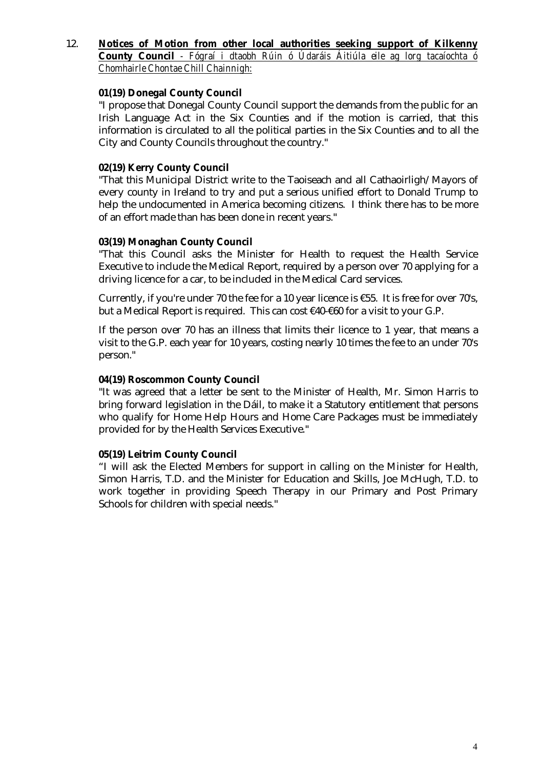12. **Notices of Motion from other local authorities seeking support of Kilkenny County Council** - *Fógraí i dtaobh Rúin ó Údaráis Áitiúla eile ag lorg tacaíochta ó Chomhairle Chontae Chill Chainnigh:*

**01(19) Donegal County Council**

"I propose that Donegal County Council support the demands from the public for an Irish Language Act in the Six Counties and if the motion is carried, that this information is circulated to all the political parties in the Six Counties and to all the City and County Councils throughout the country."

**02(19) Kerry County Council**

"That this Municipal District write to the Taoiseach and all Cathaoirligh/Mayors of every county in Ireland to try and put a serious unified effort to Donald Trump to help the undocumented in America becoming citizens. I think there has to be more of an effort made than has been done in recent years."

**03(19) Monaghan County Council**

"That this Council asks the Minister for Health to request the Health Service Executive to include the Medical Report, required by a person over 70 applying for a driving licence for a car, to be included in the Medical Card services.

Currently, if you're under 70 the fee for a 10 year licence is €55. It is free for over 70's, but a Medical Report is required. This can cost €40-€60 for a visit to your G.P.

If the person over 70 has an illness that limits their licence to 1 year, that means a visit to the G.P. each year for 10 years, costing nearly 10 times the fee to an under 70's person."

**04(19) Roscommon County Council**

"It was agreed that a letter be sent to the Minister of Health, Mr. Simon Harris to bring forward legislation in the Dáil, to make it a Statutory entitlement that persons who qualify for Home Help Hours and Home Care Packages must be immediately provided for by the Health Services Executive."

**05(19) Leitrim County Council**

"I will ask the Elected Members for support in calling on the Minister for Health, Simon Harris, T.D. and the Minister for Education and Skills, Joe McHugh, T.D. to work together in providing Speech Therapy in our Primary and Post Primary Schools for children with special needs."